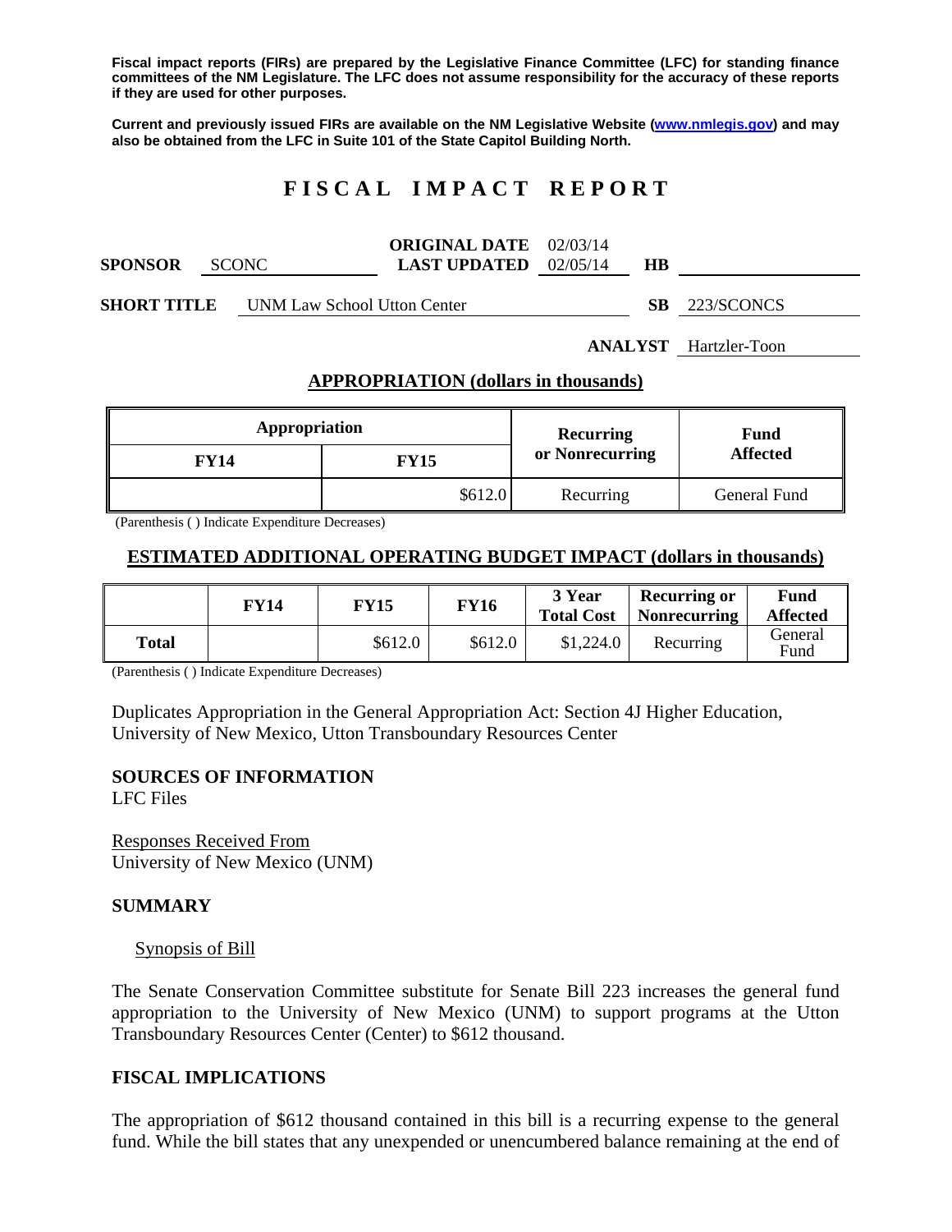**Fiscal impact reports (FIRs) are prepared by the Legislative Finance Committee (LFC) for standing finance committees of the NM Legislature. The LFC does not assume responsibility for the accuracy of these reports if they are used for other purposes.**

**Current and previously issued FIRs are available on the NM Legislative Website (www.nmlegis.gov) and may also be obtained from the LFC in Suite 101 of the State Capitol Building North.**

# FISCAL IMPACT REPORT

**SPONSOR** SCONC **ORIGINAL DATE** 02/03/14 **LAST UPDATED** 02/05/14 **HB**

**SHORT TITLE** UNM Law School Utton Center **SB** 223/SCONCS

**ANALYST** Hartzler-Toon

## APPROPRIATION (dollars in thousands)

| Appropriation | | Recurring or Nonrecurring | Fund Affected |
|---|---|---|---|
| **FY14** | **FY15** | | |
| | $612.0 | Recurring | General Fund |

(Parenthesis ( ) Indicate Expenditure Decreases)

## ESTIMATED ADDITIONAL OPERATING BUDGET IMPACT (dollars in thousands)

| | FY14 | FY15 | FY16 | 3 Year Total Cost | Recurring or Nonrecurring | Fund Affected |
|---|---|---|---|---|---|---|
| **Total** | | $612.0 | $612.0 | $1,224.0 | Recurring | General Fund |

(Parenthesis ( ) Indicate Expenditure Decreases)

Duplicates Appropriation in the General Appropriation Act: Section 4J Higher Education, University of New Mexico, Utton Transboundary Resources Center

### SOURCES OF INFORMATION

LFC Files

Responses Received From
University of New Mexico (UNM)

### SUMMARY

Synopsis of Bill

The Senate Conservation Committee substitute for Senate Bill 223 increases the general fund appropriation to the University of New Mexico (UNM) to support programs at the Utton Transboundary Resources Center (Center) to $612 thousand.

### FISCAL IMPLICATIONS

The appropriation of $612 thousand contained in this bill is a recurring expense to the general fund. While the bill states that any unexpended or unencumbered balance remaining at the end of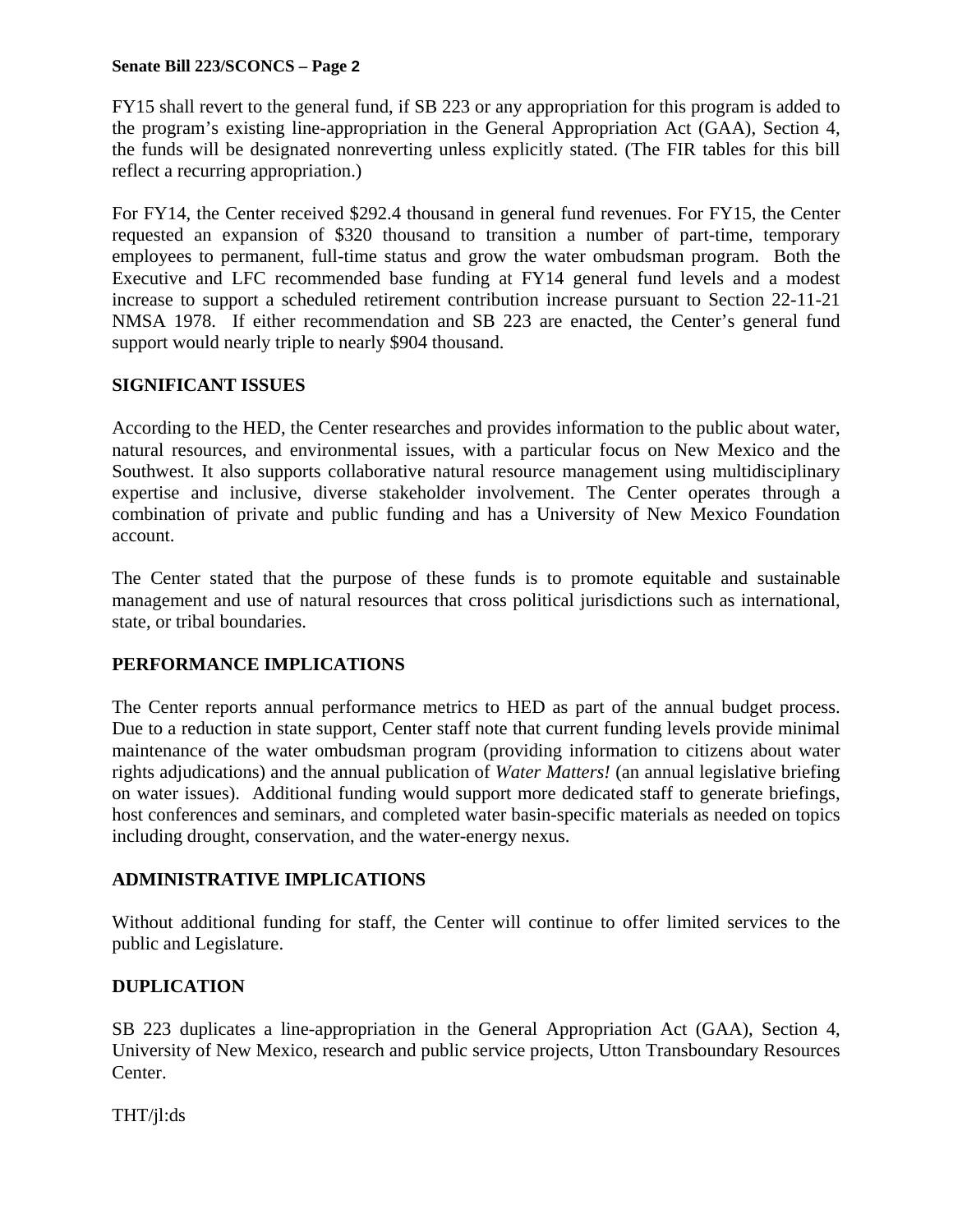FY15 shall revert to the general fund, if SB 223 or any appropriation for this program is added to the program's existing line-appropriation in the General Appropriation Act (GAA), Section 4, the funds will be designated nonreverting unless explicitly stated. (The FIR tables for this bill reflect a recurring appropriation.)

For FY14, the Center received $292.4 thousand in general fund revenues. For FY15, the Center requested an expansion of $320 thousand to transition a number of part-time, temporary employees to permanent, full-time status and grow the water ombudsman program. Both the Executive and LFC recommended base funding at FY14 general fund levels and a modest increase to support a scheduled retirement contribution increase pursuant to Section 22-11-21 NMSA 1978. If either recommendation and SB 223 are enacted, the Center's general fund support would nearly triple to nearly $904 thousand.

## SIGNIFICANT ISSUES

According to the HED, the Center researches and provides information to the public about water, natural resources, and environmental issues, with a particular focus on New Mexico and the Southwest. It also supports collaborative natural resource management using multidisciplinary expertise and inclusive, diverse stakeholder involvement. The Center operates through a combination of private and public funding and has a University of New Mexico Foundation account.

The Center stated that the purpose of these funds is to promote equitable and sustainable management and use of natural resources that cross political jurisdictions such as international, state, or tribal boundaries.

## PERFORMANCE IMPLICATIONS

The Center reports annual performance metrics to HED as part of the annual budget process. Due to a reduction in state support, Center staff note that current funding levels provide minimal maintenance of the water ombudsman program (providing information to citizens about water rights adjudications) and the annual publication of *Water Matters!* (an annual legislative briefing on water issues). Additional funding would support more dedicated staff to generate briefings, host conferences and seminars, and completed water basin-specific materials as needed on topics including drought, conservation, and the water-energy nexus.

## ADMINISTRATIVE IMPLICATIONS

Without additional funding for staff, the Center will continue to offer limited services to the public and Legislature.

## DUPLICATION

SB 223 duplicates a line-appropriation in the General Appropriation Act (GAA), Section 4, University of New Mexico, research and public service projects, Utton Transboundary Resources Center.

THT/jl:ds